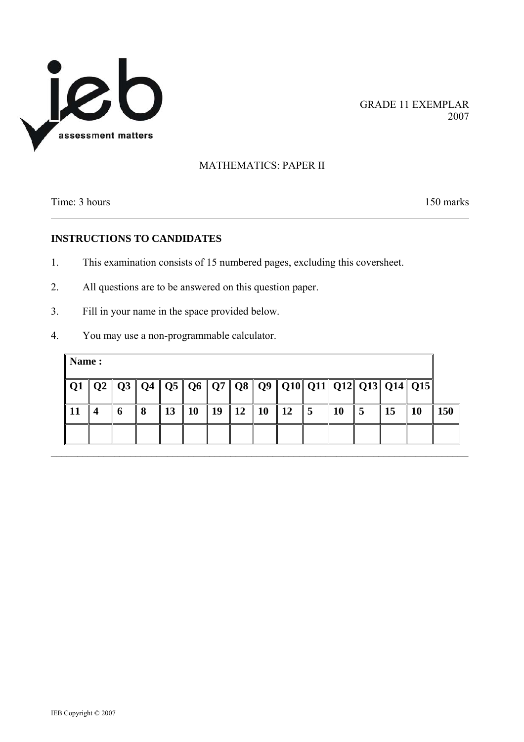ieb
assessment matters

GRADE 11 EXEMPLAR
2007

# MATHEMATICS: PAPER II

Time: 3 hours | 150 marks

## INSTRUCTIONS TO CANDIDATES

1. This examination consists of 15 numbered pages, excluding this coversheet.
2. All questions are to be answered on this question paper.
3. Fill in your name in the space provided below.
4. You may use a non-programmable calculator.

| Name : | | | | | | | | | | | | | | | |
|---|---|---|---|---|---|---|---|---|---|---|---|---|---|---|---|
| Q1 | Q2 | Q3 | Q4 | Q5 | Q6 | Q7 | Q8 | Q9 | Q10 | Q11 | Q12 | Q13 | Q14 | Q15 | |
| 11 | 4 | 6 | 8 | 13 | 10 | 19 | 12 | 10 | 12 | 5 | 10 | 5 | 15 | 10 | 150 |
| | | | | | | | | | | | | | | | |

IEB Copyright © 2007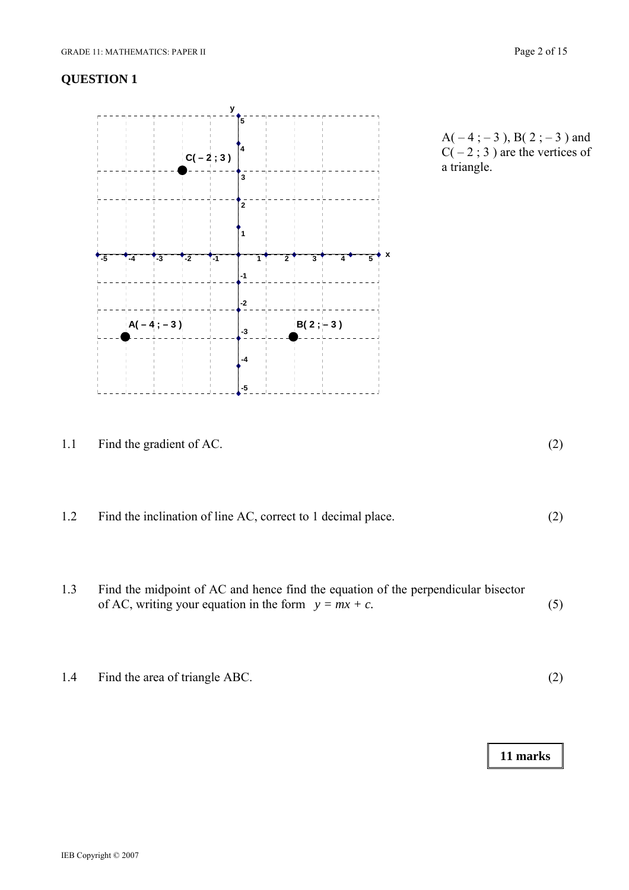## QUESTION 1

A( – 4 ; – 3 ), B( 2 ; – 3 ) and C( – 2 ; 3 ) are the vertices of a triangle.

1.1 Find the gradient of AC. (2)

1.2 Find the inclination of line AC, correct to 1 decimal place. (2)

1.3 Find the midpoint of AC and hence find the equation of the perpendicular bisector of AC, writing your equation in the form $y = mx + c$. (5)

1.4 Find the area of triangle ABC. (2)

**11 marks**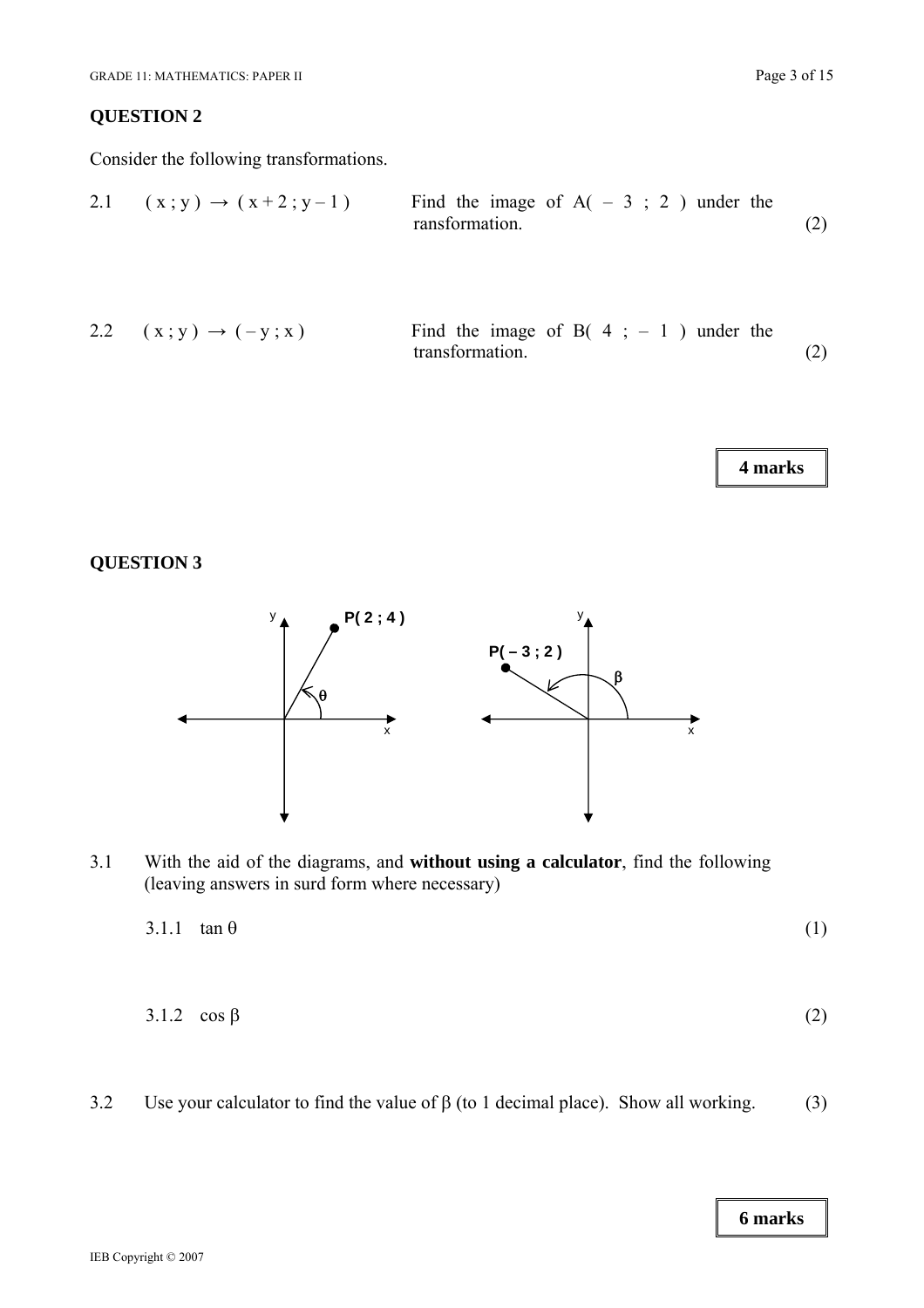## QUESTION 2

Consider the following transformations.

2.1 $(x ; y) \rightarrow (x + 2 ; y - 1)$ Find the image of A( – 3 ; 2 ) under the ransformation. (2)

2.2 $(x ; y) \rightarrow (-y ; x)$ Find the image of B( 4 ; – 1 ) under the transformation. (2)

**4 marks**

## QUESTION 3

P( 2 ; 4 ) θ P( – 3 ; 2 ) β

3.1 With the aid of the diagrams, and **without using a calculator**, find the following (leaving answers in surd form where necessary)

3.1.1 $\tan \theta$ (1)

3.1.2 $\cos \beta$ (2)

3.2 Use your calculator to find the value of $\beta$ (to 1 decimal place). Show all working. (3)

**6 marks**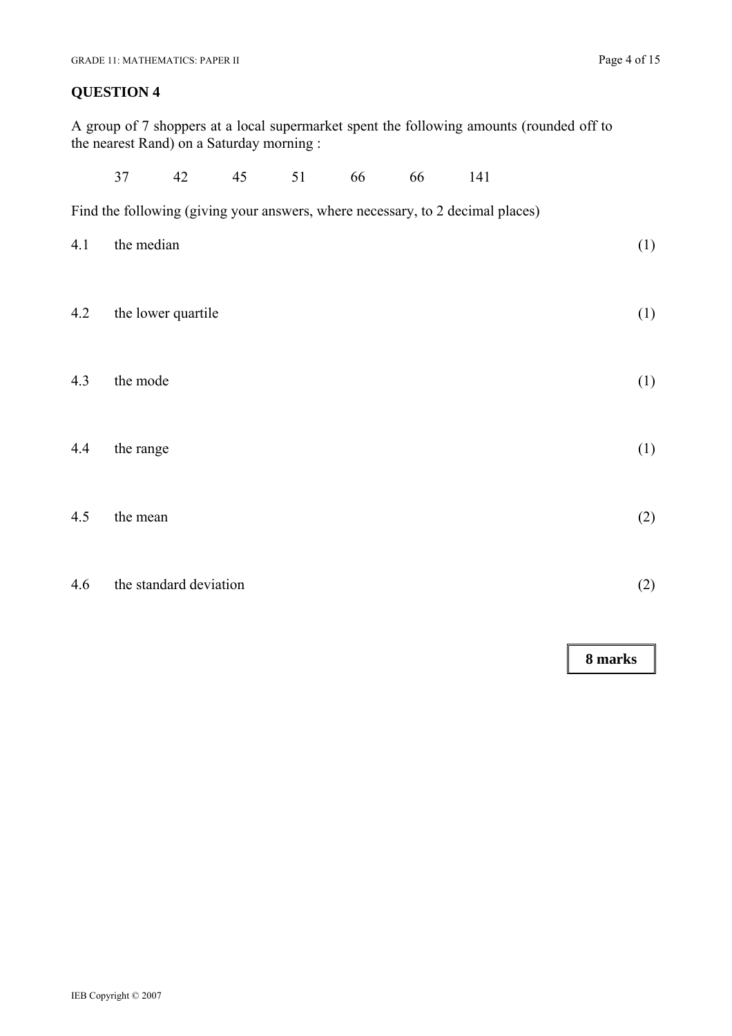## QUESTION 4

A group of 7 shoppers at a local supermarket spent the following amounts (rounded off to the nearest Rand) on a Saturday morning :

37 42 45 51 66 66 141

Find the following (giving your answers, where necessary, to 2 decimal places)

4.1 the median (1)

4.2 the lower quartile (1)

4.3 the mode (1)

4.4 the range (1)

4.5 the mean (2)

4.6 the standard deviation (2)

**8 marks**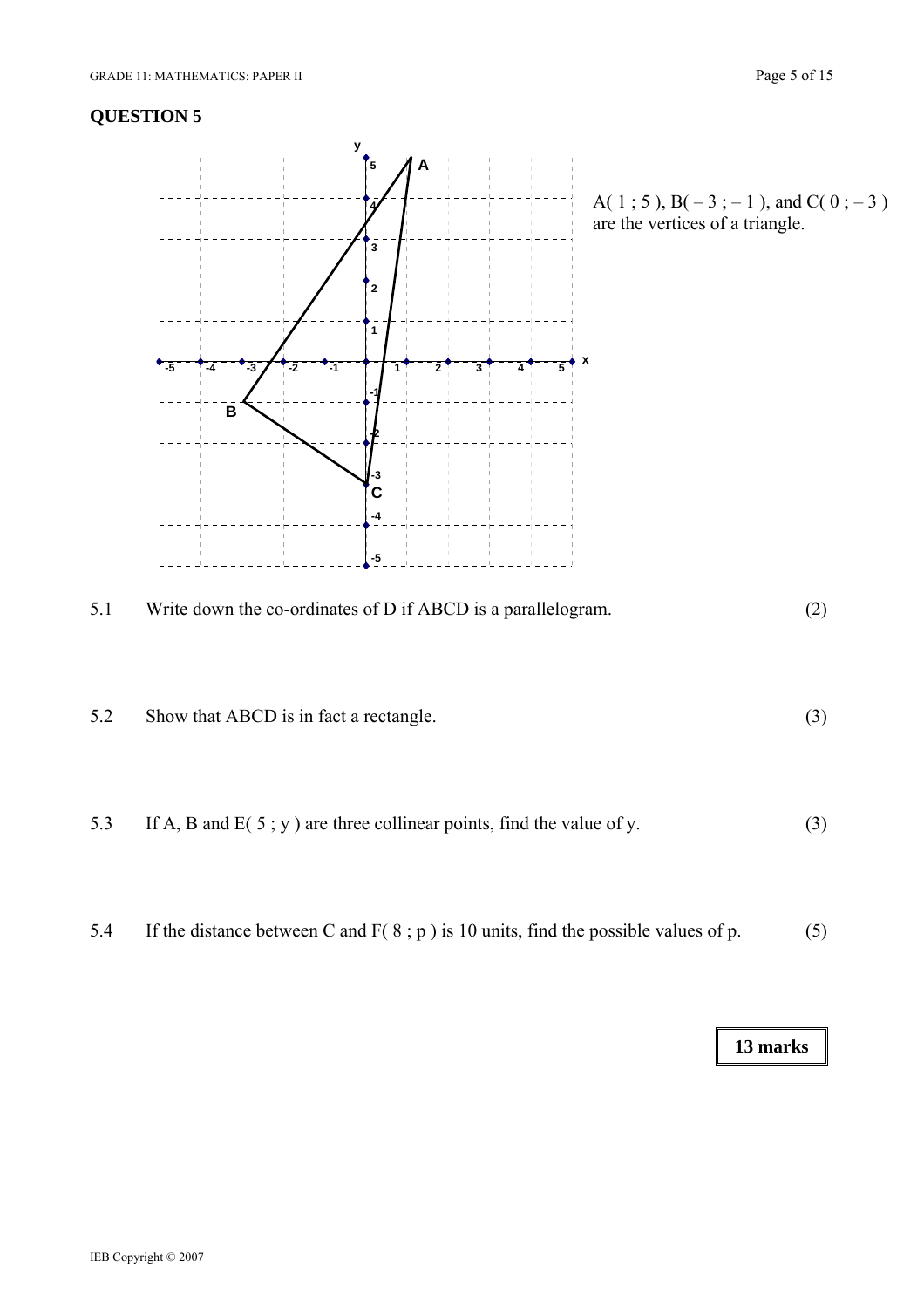# QUESTION 5

A( 1 ; 5 ), B( – 3 ; – 1 ), and C( 0 ; – 3 ) are the vertices of a triangle.

5.1 Write down the co-ordinates of D if ABCD is a parallelogram. (2)

5.2 Show that ABCD is in fact a rectangle. (3)

5.3 If A, B and E( 5 ; y ) are three collinear points, find the value of y. (3)

5.4 If the distance between C and F( 8 ; p ) is 10 units, find the possible values of p. (5)

**13 marks**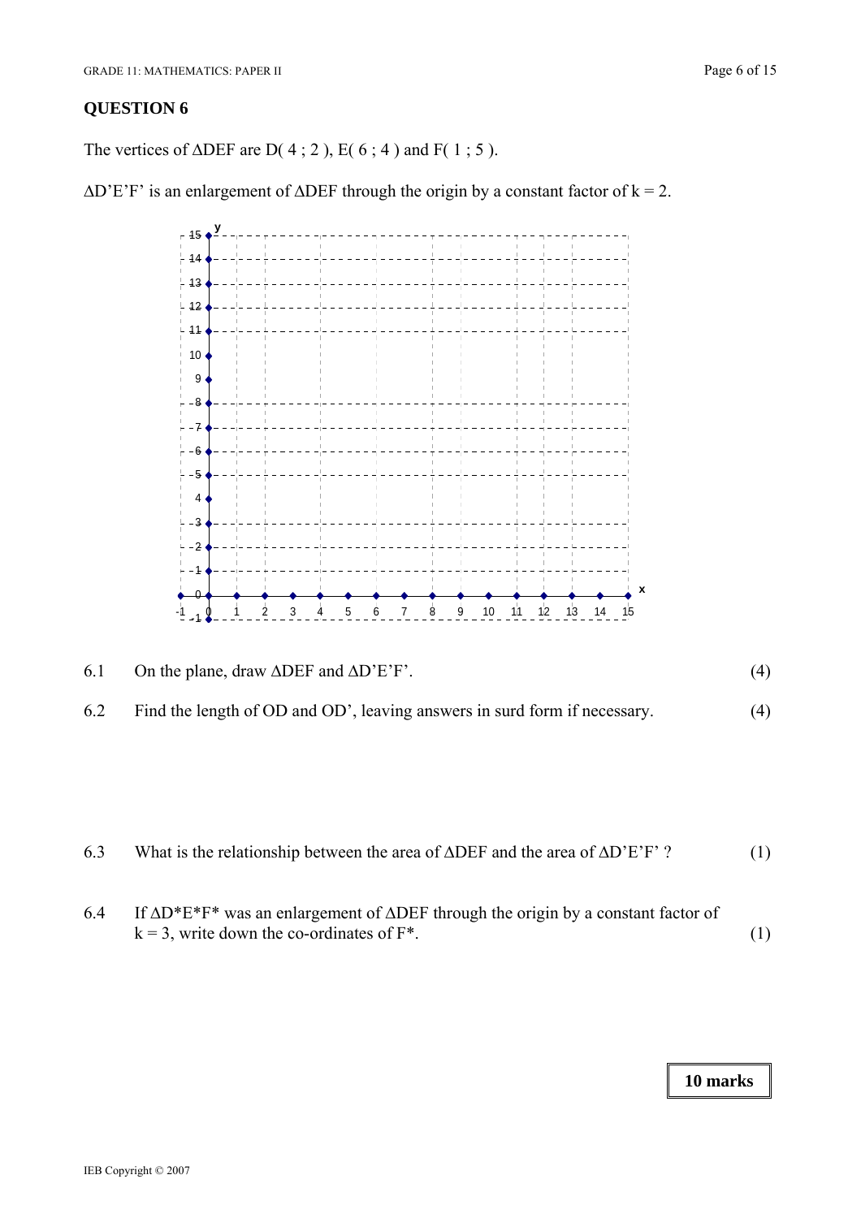## QUESTION 6

The vertices of $\Delta$DEF are D( 4 ; 2 ), E( 6 ; 4 ) and F( 1 ; 5 ).

$\Delta$D'E'F' is an enlargement of $\Delta$DEF through the origin by a constant factor of k = 2.

6.1 On the plane, draw $\Delta$DEF and $\Delta$D'E'F'. (4)

6.2 Find the length of OD and OD', leaving answers in surd form if necessary. (4)

6.3 What is the relationship between the area of $\Delta$DEF and the area of $\Delta$D'E'F' ? (1)

6.4 If $\Delta$D\*E\*F\* was an enlargement of $\Delta$DEF through the origin by a constant factor of k = 3, write down the co-ordinates of F\*. (1)

**10 marks**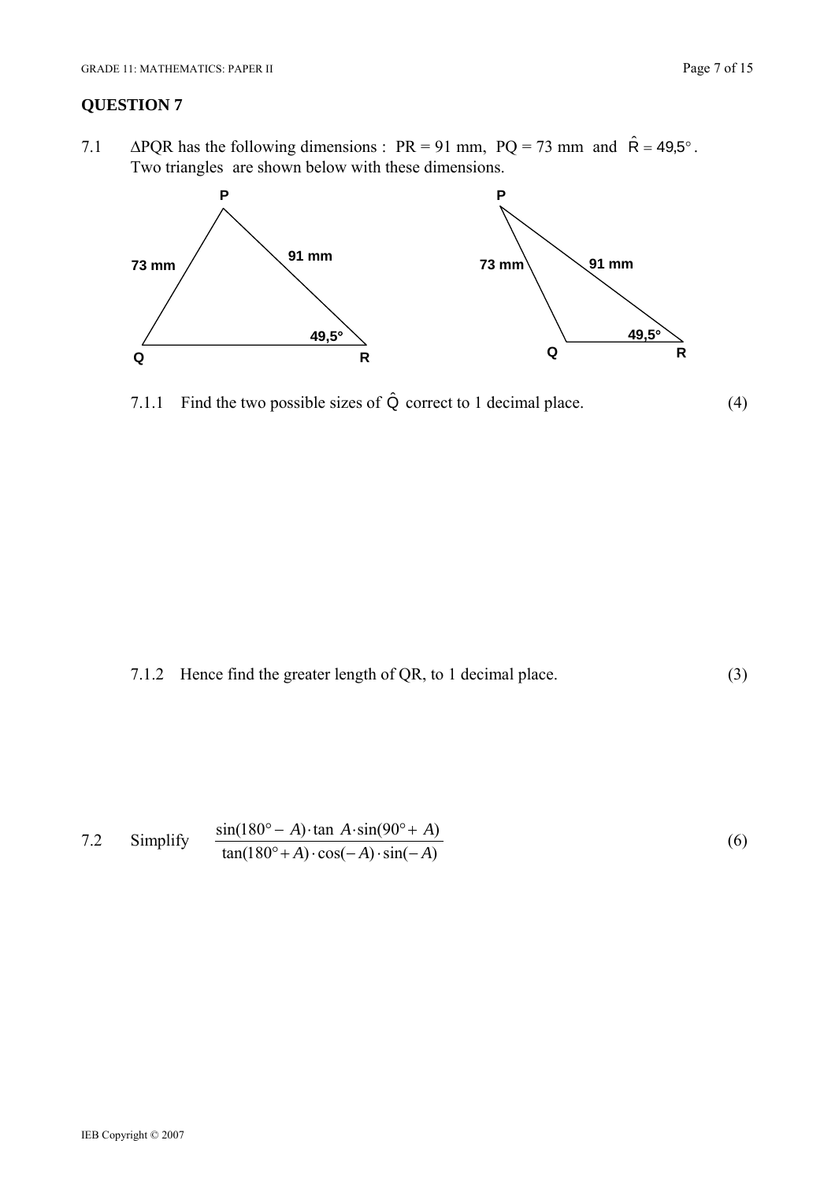## QUESTION 7

7.1 $\Delta PQR$ has the following dimensions : PR = 91 mm, PQ = 73 mm and $\hat{R} = 49{,}5°$.
Two triangles are shown below with these dimensions.

7.1.1 Find the two possible sizes of $\hat{Q}$ correct to 1 decimal place. (4)

7.1.2 Hence find the greater length of QR, to 1 decimal place. (3)

7.2 Simplify $\dfrac{\sin(180° - A) \cdot \tan A \cdot \sin(90° + A)}{\tan(180° + A) \cdot \cos(-A) \cdot \sin(-A)}$ (6)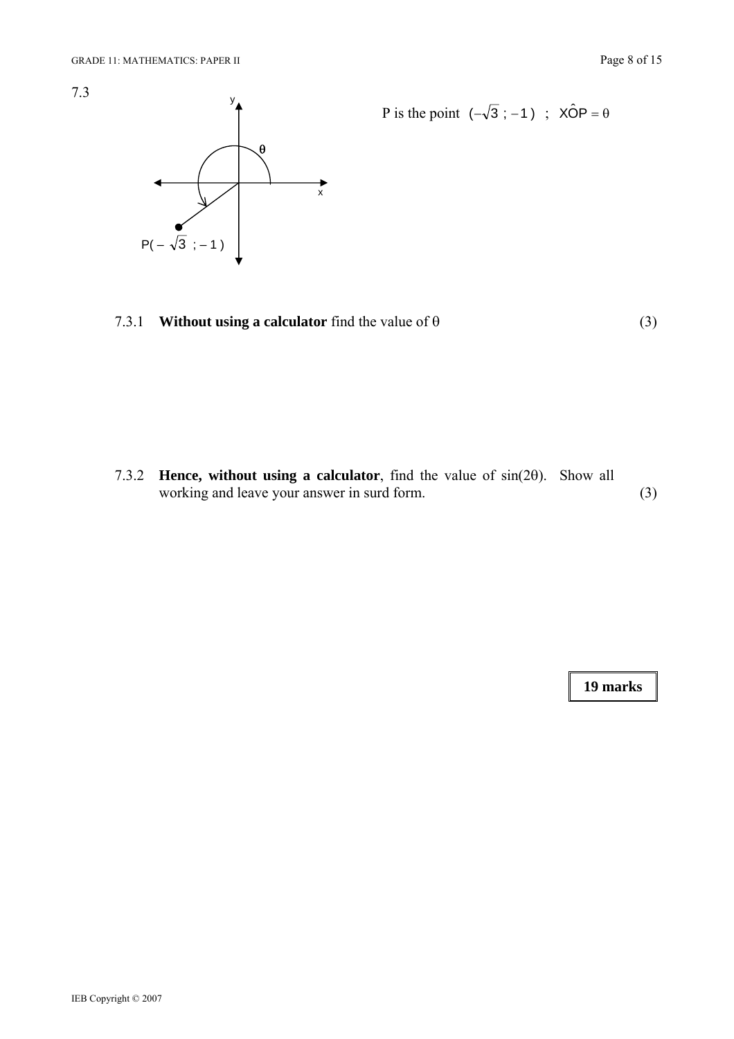7.3

P is the point $(-\sqrt{3}\,;\,-1)$ ; $X\hat{O}P = \theta$

7.3.1 **Without using a calculator** find the value of θ (3)

7.3.2 **Hence, without using a calculator**, find the value of sin(2θ). Show all working and leave your answer in surd form. (3)

**19 marks**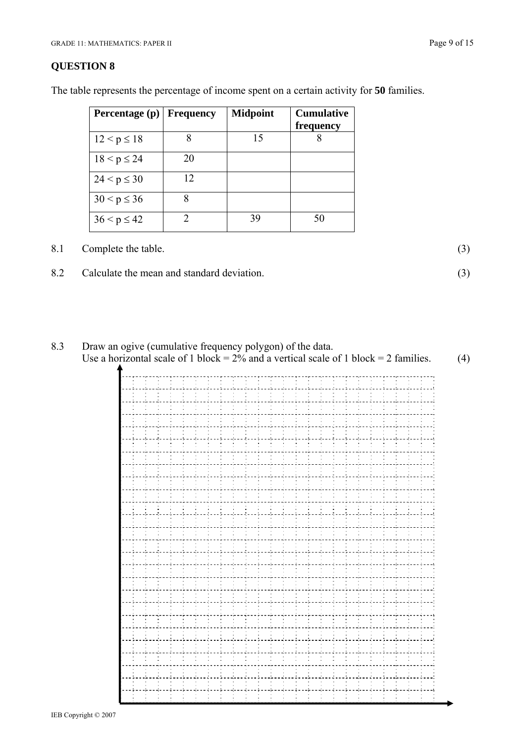## QUESTION 8

The table represents the percentage of income spent on a certain activity for **50** families.

| Percentage (p) | Frequency | Midpoint | Cumulative frequency |
|---|---|---|---|
| $12 < p \leq 18$ | 8 | 15 | 8 |
| $18 < p \leq 24$ | 20 | | |
| $24 < p \leq 30$ | 12 | | |
| $30 < p \leq 36$ | 8 | | |
| $36 < p \leq 42$ | 2 | 39 | 50 |

8.1 Complete the table. (3)

8.2 Calculate the mean and standard deviation. (3)

8.3 Draw an ogive (cumulative frequency polygon) of the data.
Use a horizontal scale of 1 block = 2% and a vertical scale of 1 block = 2 families. (4)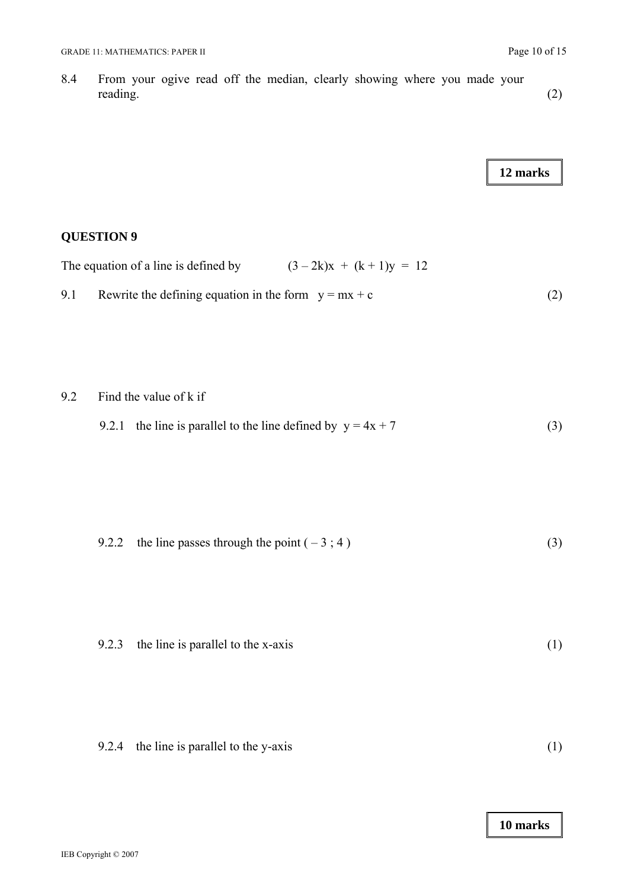8.4 From your ogive read off the median, clearly showing where you made your reading. (2)

**12 marks**

## QUESTION 9

The equation of a line is defined by $(3 - 2k)x + (k + 1)y = 12$

9.1 Rewrite the defining equation in the form $y = mx + c$ (2)

9.2 Find the value of k if

9.2.1 the line is parallel to the line defined by $y = 4x + 7$ (3)

9.2.2 the line passes through the point $( -3 ; 4 )$ (3)

9.2.3 the line is parallel to the x-axis (1)

9.2.4 the line is parallel to the y-axis (1)

**10 marks**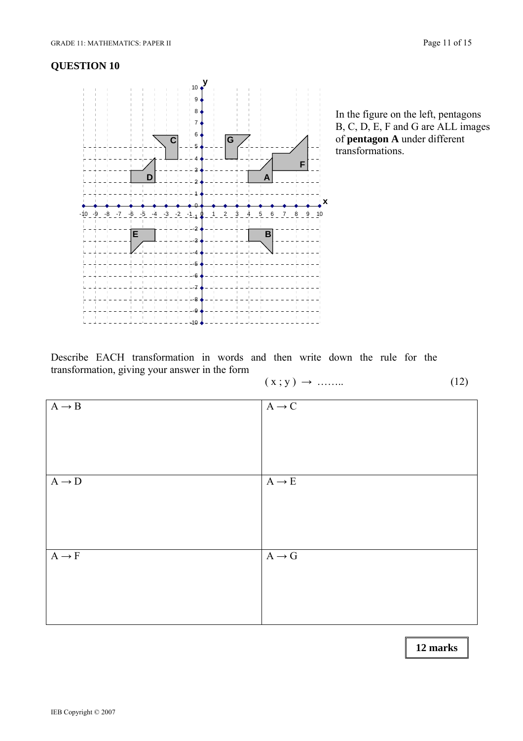## QUESTION 10

In the figure on the left, pentagons B, C, D, E, F and G are ALL images of **pentagon A** under different transformations.

Describe EACH transformation in words and then write down the rule for the transformation, giving your answer in the form

$(x ; y) \rightarrow$ ……..                                                                 (12)

| $A \rightarrow B$ | $A \rightarrow C$ |
| --- | --- |
| | |
| $A \rightarrow D$ | $A \rightarrow E$ |
| | |
| $A \rightarrow F$ | $A \rightarrow G$ |
| | |

**12 marks**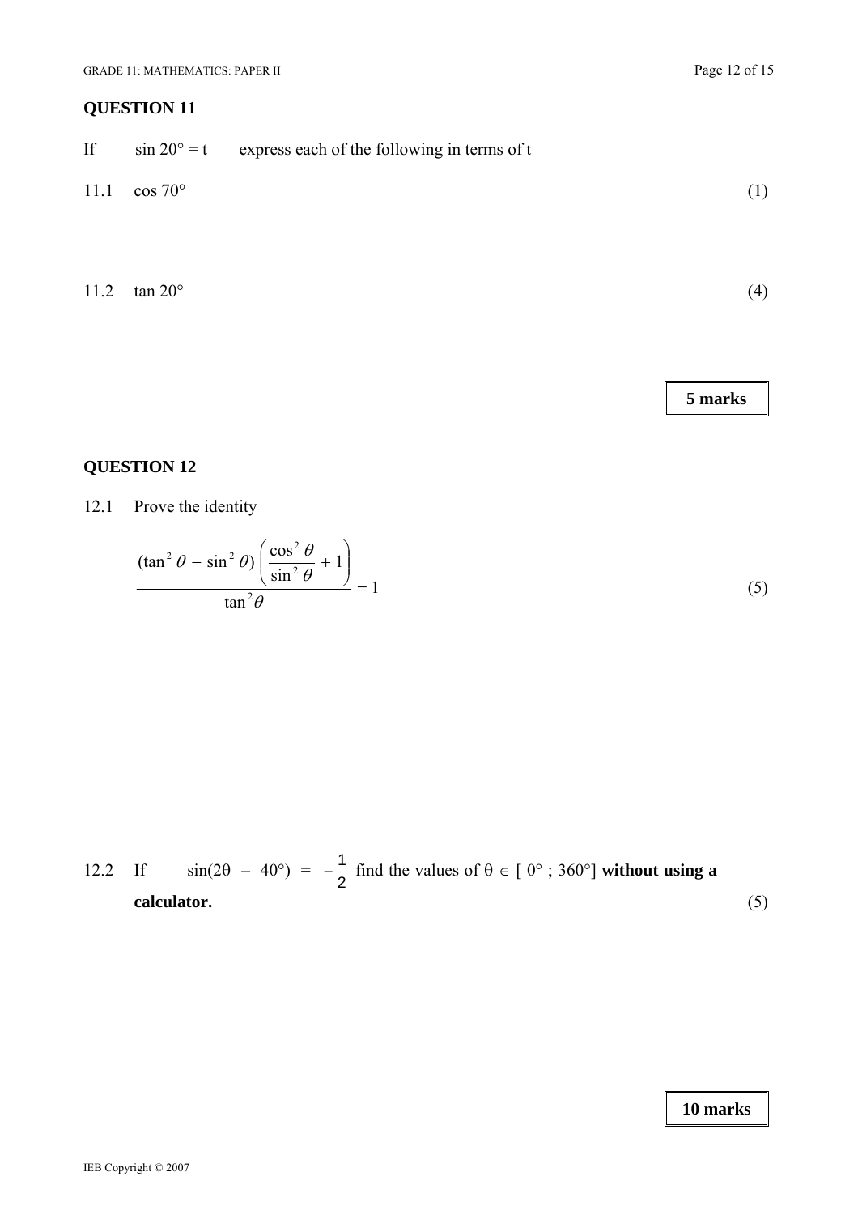## QUESTION 11

If $\sin 20° = t$ express each of the following in terms of t

11.1 $\cos 70°$ (1)

11.2 $\tan 20°$ (4)

**5 marks**

## QUESTION 12

12.1 Prove the identity

$$\frac{(\tan^2 \theta - \sin^2 \theta)\left(\dfrac{\cos^2 \theta}{\sin^2 \theta} + 1\right)}{\tan^2 \theta} = 1$$ (5)

12.2 If $\sin(2\theta - 40°) = -\frac{1}{2}$ find the values of $\theta \in [\,0°\,;\,360°]$ **without using a calculator.** (5)

**10 marks**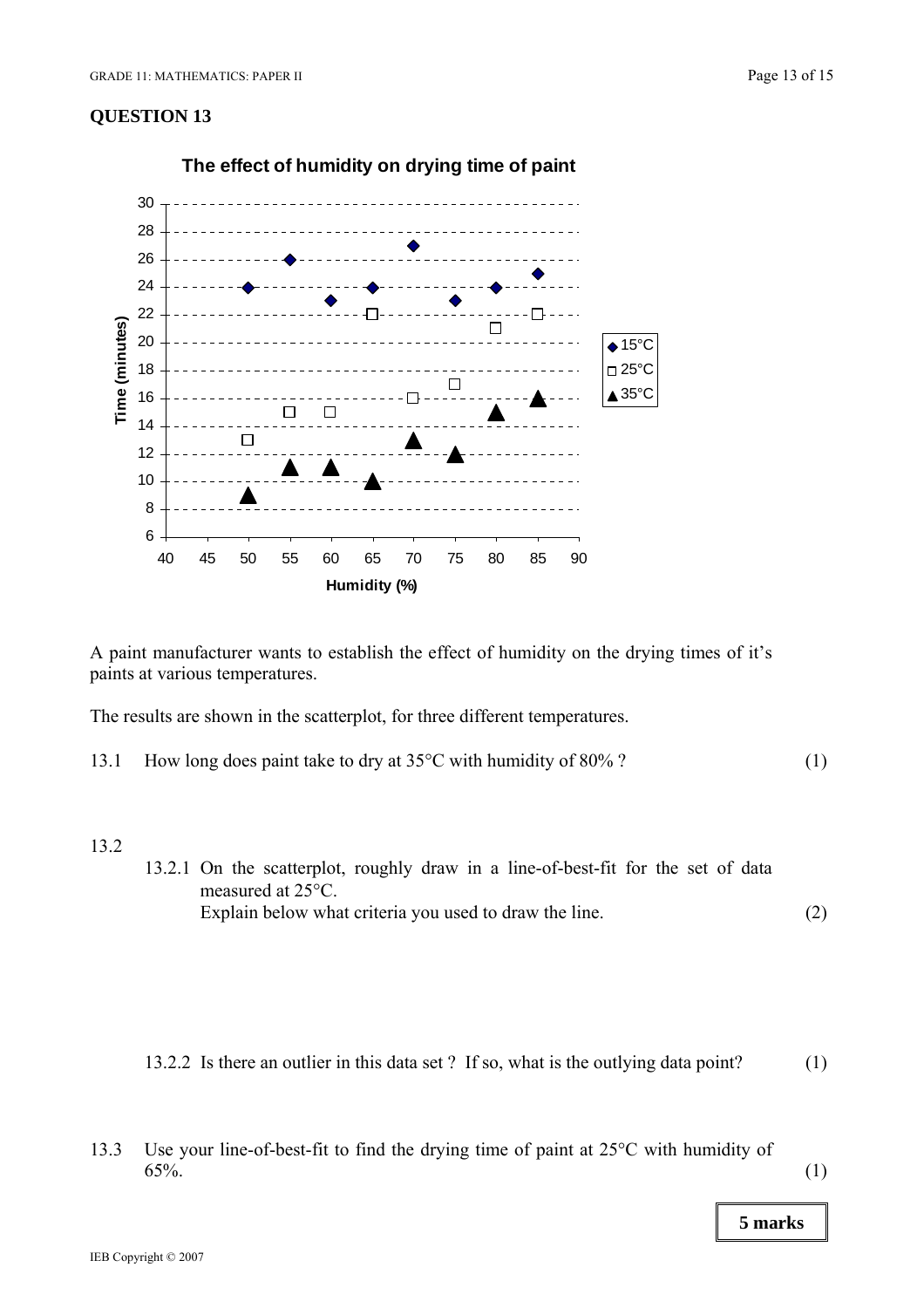## QUESTION 13

**The effect of humidity on drying time of paint**

A paint manufacturer wants to establish the effect of humidity on the drying times of it's paints at various temperatures.

The results are shown in the scatterplot, for three different temperatures.

13.1 How long does paint take to dry at 35°C with humidity of 80% ? (1)

13.2

13.2.1 On the scatterplot, roughly draw in a line-of-best-fit for the set of data measured at 25°C.
Explain below what criteria you used to draw the line. (2)

13.2.2 Is there an outlier in this data set ? If so, what is the outlying data point? (1)

13.3 Use your line-of-best-fit to find the drying time of paint at 25°C with humidity of 65%. (1)

**5 marks**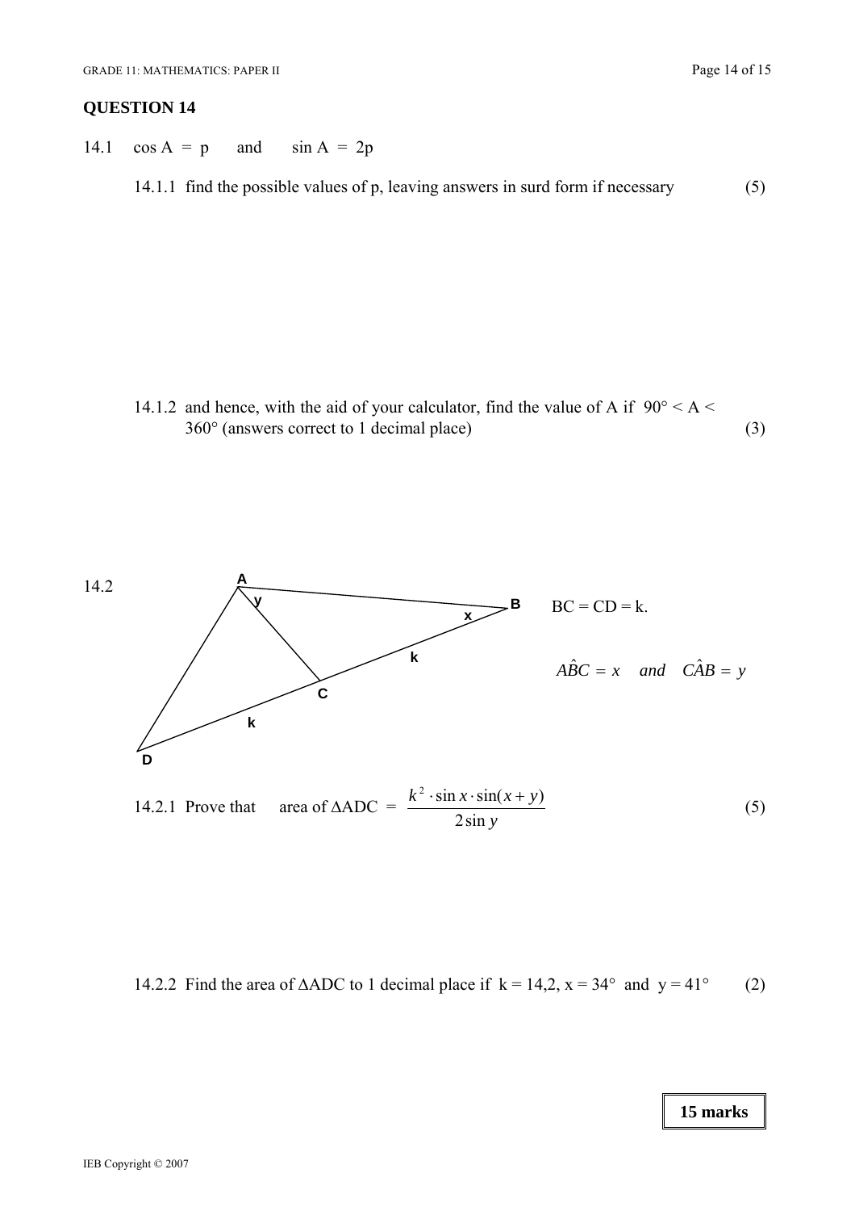## QUESTION 14

14.1 $\cos A = p$ and $\sin A = 2p$

14.1.1 find the possible values of p, leaving answers in surd form if necessary (5)

14.1.2 and hence, with the aid of your calculator, find the value of A if $90° < A < 360°$ (answers correct to 1 decimal place) (3)

14.2

BC = CD = k.

$A\hat{B}C = x \quad and \quad C\hat{A}B = y$

14.2.1 Prove that area of $\Delta ADC = \dfrac{k^2 \cdot \sin x \cdot \sin(x+y)}{2\sin y}$ (5)

14.2.2 Find the area of $\Delta ADC$ to 1 decimal place if $k = 14{,}2$, $x = 34°$ and $y = 41°$ (2)

**15 marks**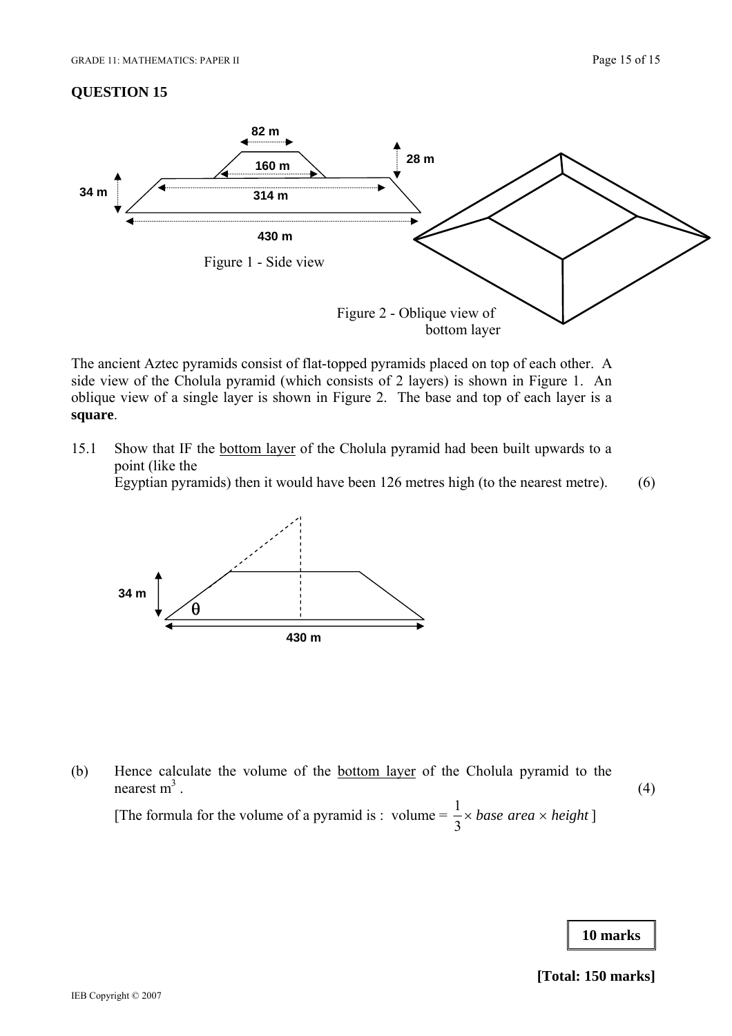## QUESTION 15

82 m

160 m

28 m

34 m

314 m

430 m

Figure 1 - Side view

Figure 2 - Oblique view of bottom layer

The ancient Aztec pyramids consist of flat-topped pyramids placed on top of each other. A side view of the Cholula pyramid (which consists of 2 layers) is shown in Figure 1. An oblique view of a single layer is shown in Figure 2. The base and top of each layer is a **square**.

15.1 Show that IF the <u>bottom layer</u> of the Cholula pyramid had been built upwards to a point (like the Egyptian pyramids) then it would have been 126 metres high (to the nearest metre). (6)

34 m

$\theta$

430 m

(b) Hence calculate the volume of the <u>bottom layer</u> of the Cholula pyramid to the nearest $m^3$. (4)

[The formula for the volume of a pyramid is : volume = $\frac{1}{3} \times \textit{base area} \times \textit{height}$ ]

**10 marks**

**[Total: 150 marks]**